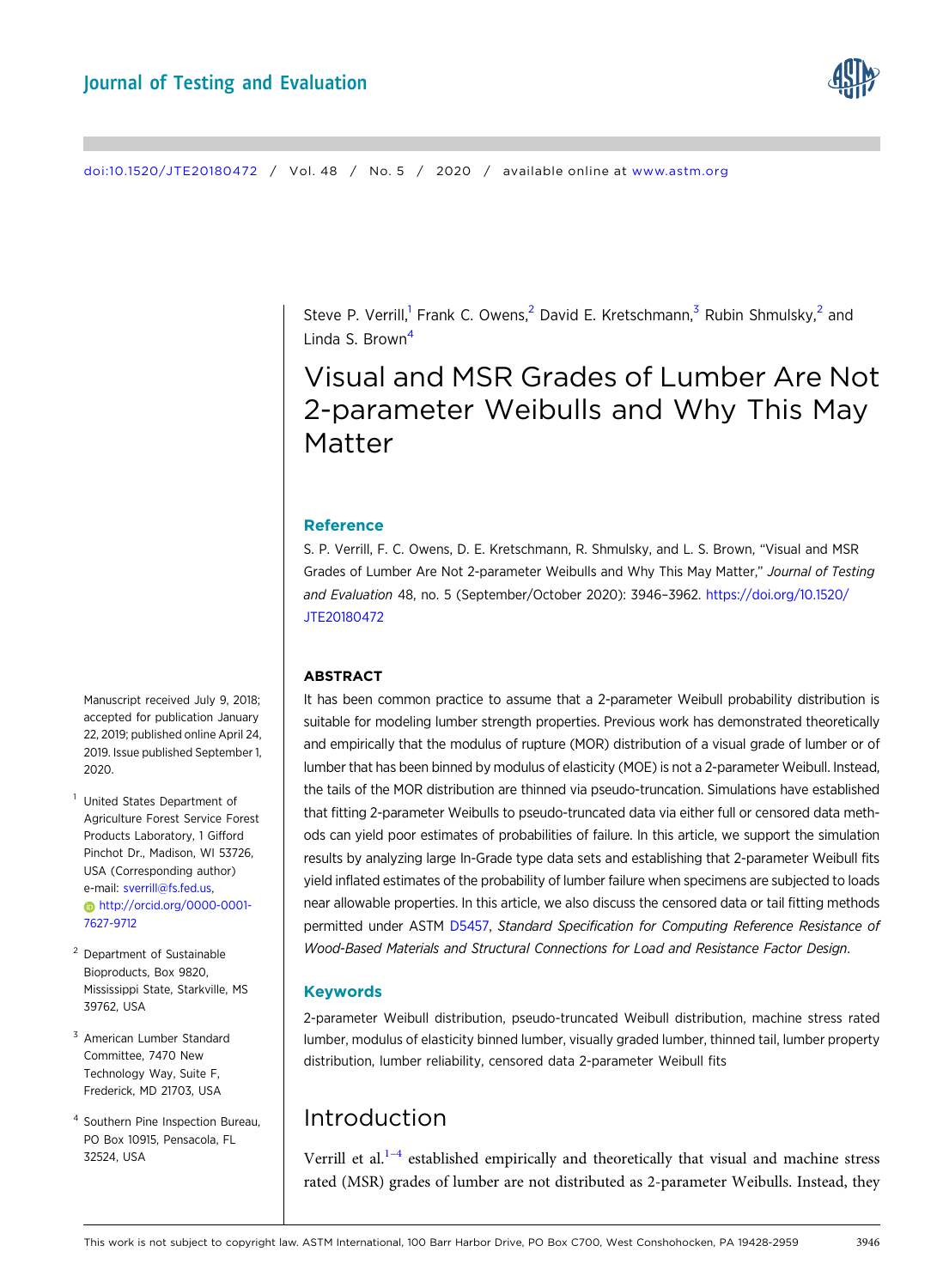# Visual and MSR Grades of Lumber Are Not 2-parameter Weibulls and Why This May Matter

Steve P. Verrill,[1] Frank C. Owens,[2] David E. Kretschmann,[3] Rubin Shmulsky,[2] and Linda S. Brown[4]

## Reference

S. P. Verrill, F. C. Owens, D. E. Kretschmann, R. Shmulsky, and L. S. Brown, "Visual and MSR Grades of Lumber Are Not 2-parameter Weibulls and Why This May Matter," *Journal of Testing and Evaluation* 48, no. 5 (September/October 2020): 3946–3962. https://doi.org/10.1520/JTE20180472

Manuscript received July 9, 2018; accepted for publication January 22, 2019; published online April 24, 2019. Issue published September 1, 2020.

[1] United States Department of Agriculture Forest Service Forest Products Laboratory, 1 Gifford Pinchot Dr., Madison, WI 53726, USA (Corresponding author) e-mail: sverrill@fs.fed.us, http://orcid.org/0000-0001-7627-9712

[2] Department of Sustainable Bioproducts, Box 9820, Mississippi State, Starkville, MS 39762, USA

[3] American Lumber Standard Committee, 7470 New Technology Way, Suite F, Frederick, MD 21703, USA

[4] Southern Pine Inspection Bureau, PO Box 10915, Pensacola, FL 32524, USA

## ABSTRACT

It has been common practice to assume that a 2-parameter Weibull probability distribution is suitable for modeling lumber strength properties. Previous work has demonstrated theoretically and empirically that the modulus of rupture (MOR) distribution of a visual grade of lumber or of lumber that has been binned by modulus of elasticity (MOE) is not a 2-parameter Weibull. Instead, the tails of the MOR distribution are thinned via pseudo-truncation. Simulations have established that fitting 2-parameter Weibulls to pseudo-truncated data via either full or censored data methods can yield poor estimates of probabilities of failure. In this article, we support the simulation results by analyzing large In-Grade type data sets and establishing that 2-parameter Weibull fits yield inflated estimates of the probability of lumber failure when specimens are subjected to loads near allowable properties. In this article, we also discuss the censored data or tail fitting methods permitted under ASTM D5457, *Standard Specification for Computing Reference Resistance of Wood-Based Materials and Structural Connections for Load and Resistance Factor Design*.

## Keywords

2-parameter Weibull distribution, pseudo-truncated Weibull distribution, machine stress rated lumber, modulus of elasticity binned lumber, visually graded lumber, thinned tail, lumber property distribution, lumber reliability, censored data 2-parameter Weibull fits

## Introduction

Verrill et al.[1–4] established empirically and theoretically that visual and machine stress rated (MSR) grades of lumber are not distributed as 2-parameter Weibulls. Instead, they

This work is not subject to copyright law. ASTM International, 100 Barr Harbor Drive, PO Box C700, West Conshohocken, PA 19428-2959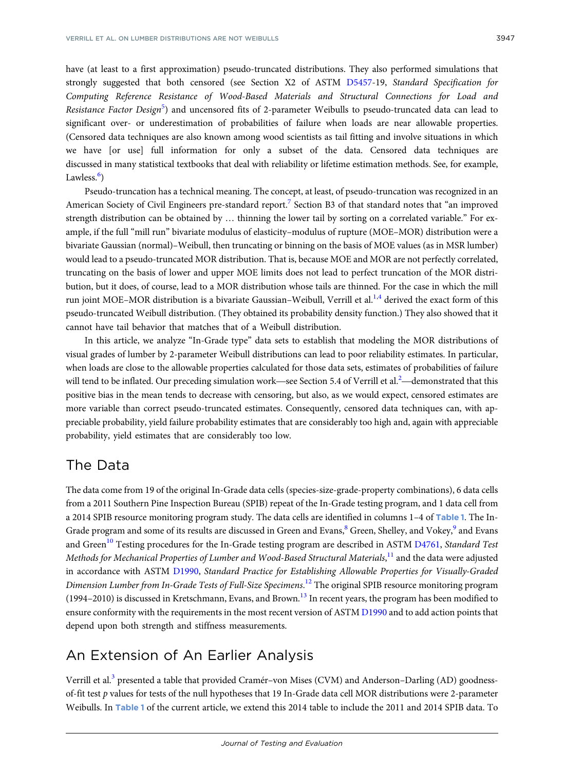have (at least to a first approximation) pseudo-truncated distributions. They also performed simulations that strongly suggested that both censored (see Section X2 of ASTM D5457-19, *Standard Specification for Computing Reference Resistance of Wood-Based Materials and Structural Connections for Load and Resistance Factor Design*[5]) and uncensored fits of 2-parameter Weibulls to pseudo-truncated data can lead to significant over- or underestimation of probabilities of failure when loads are near allowable properties. (Censored data techniques are also known among wood scientists as tail fitting and involve situations in which we have [or use] full information for only a subset of the data. Censored data techniques are discussed in many statistical textbooks that deal with reliability or lifetime estimation methods. See, for example, Lawless.[6])

Pseudo-truncation has a technical meaning. The concept, at least, of pseudo-truncation was recognized in an American Society of Civil Engineers pre-standard report.[7] Section B3 of that standard notes that "an improved strength distribution can be obtained by … thinning the lower tail by sorting on a correlated variable." For example, if the full "mill run" bivariate modulus of elasticity–modulus of rupture (MOE–MOR) distribution were a bivariate Gaussian (normal)–Weibull, then truncating or binning on the basis of MOE values (as in MSR lumber) would lead to a pseudo-truncated MOR distribution. That is, because MOE and MOR are not perfectly correlated, truncating on the basis of lower and upper MOE limits does not lead to perfect truncation of the MOR distribution, but it does, of course, lead to a MOR distribution whose tails are thinned. For the case in which the mill run joint MOE–MOR distribution is a bivariate Gaussian–Weibull, Verrill et al.[1,4] derived the exact form of this pseudo-truncated Weibull distribution. (They obtained its probability density function.) They also showed that it cannot have tail behavior that matches that of a Weibull distribution.

In this article, we analyze "In-Grade type" data sets to establish that modeling the MOR distributions of visual grades of lumber by 2-parameter Weibull distributions can lead to poor reliability estimates. In particular, when loads are close to the allowable properties calculated for those data sets, estimates of probabilities of failure will tend to be inflated. Our preceding simulation work—see Section 5.4 of Verrill et al.[2]—demonstrated that this positive bias in the mean tends to decrease with censoring, but also, as we would expect, censored estimates are more variable than correct pseudo-truncated estimates. Consequently, censored data techniques can, with appreciable probability, yield failure probability estimates that are considerably too high and, again with appreciable probability, yield estimates that are considerably too low.

## The Data

The data come from 19 of the original In-Grade data cells (species-size-grade-property combinations), 6 data cells from a 2011 Southern Pine Inspection Bureau (SPIB) repeat of the In-Grade testing program, and 1 data cell from a 2014 SPIB resource monitoring program study. The data cells are identified in columns 1–4 of **Table 1**. The In-Grade program and some of its results are discussed in Green and Evans,[8] Green, Shelley, and Vokey,[9] and Evans and Green[10] Testing procedures for the In-Grade testing program are described in ASTM D4761, *Standard Test Methods for Mechanical Properties of Lumber and Wood-Based Structural Materials*,[11] and the data were adjusted in accordance with ASTM D1990, *Standard Practice for Establishing Allowable Properties for Visually-Graded Dimension Lumber from In-Grade Tests of Full-Size Specimens*.[12] The original SPIB resource monitoring program (1994–2010) is discussed in Kretschmann, Evans, and Brown.[13] In recent years, the program has been modified to ensure conformity with the requirements in the most recent version of ASTM D1990 and to add action points that depend upon both strength and stiffness measurements.

## An Extension of An Earlier Analysis

Verrill et al.[3] presented a table that provided Cramér–von Mises (CVM) and Anderson–Darling (AD) goodness-of-fit test $p$ values for tests of the null hypotheses that 19 In-Grade data cell MOR distributions were 2-parameter Weibulls. In **Table 1** of the current article, we extend this 2014 table to include the 2011 and 2014 SPIB data. To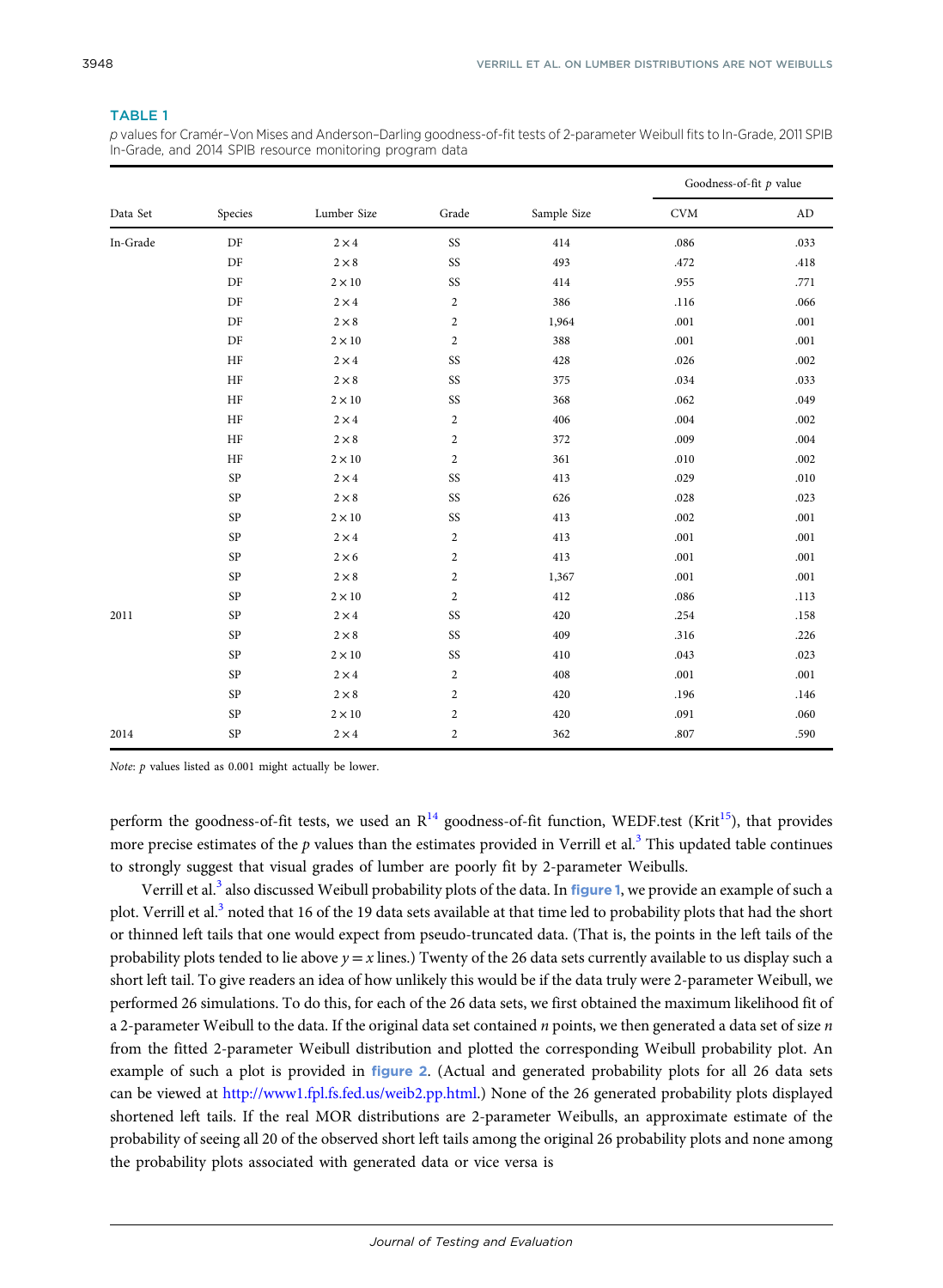**TABLE 1**

*p* values for Cramér–Von Mises and Anderson–Darling goodness-of-fit tests of 2-parameter Weibull fits to In-Grade, 2011 SPIB In-Grade, and 2014 SPIB resource monitoring program data

| Data Set | Species | Lumber Size | Grade | Sample Size | Goodness-of-fit *p* value | |
|---|---|---|---|---|---|---|
| | | | | | CVM | AD |
| In-Grade | DF | 2 × 4 | SS | 414 | .086 | .033 |
| | DF | 2 × 8 | SS | 493 | .472 | .418 |
| | DF | 2 × 10 | SS | 414 | .955 | .771 |
| | DF | 2 × 4 | 2 | 386 | .116 | .066 |
| | DF | 2 × 8 | 2 | 1,964 | .001 | .001 |
| | DF | 2 × 10 | 2 | 388 | .001 | .001 |
| | HF | 2 × 4 | SS | 428 | .026 | .002 |
| | HF | 2 × 8 | SS | 375 | .034 | .033 |
| | HF | 2 × 10 | SS | 368 | .062 | .049 |
| | HF | 2 × 4 | 2 | 406 | .004 | .002 |
| | HF | 2 × 8 | 2 | 372 | .009 | .004 |
| | HF | 2 × 10 | 2 | 361 | .010 | .002 |
| | SP | 2 × 4 | SS | 413 | .029 | .010 |
| | SP | 2 × 8 | SS | 626 | .028 | .023 |
| | SP | 2 × 10 | SS | 413 | .002 | .001 |
| | SP | 2 × 4 | 2 | 413 | .001 | .001 |
| | SP | 2 × 6 | 2 | 413 | .001 | .001 |
| | SP | 2 × 8 | 2 | 1,367 | .001 | .001 |
| | SP | 2 × 10 | 2 | 412 | .086 | .113 |
| 2011 | SP | 2 × 4 | SS | 420 | .254 | .158 |
| | SP | 2 × 8 | SS | 409 | .316 | .226 |
| | SP | 2 × 10 | SS | 410 | .043 | .023 |
| | SP | 2 × 4 | 2 | 408 | .001 | .001 |
| | SP | 2 × 8 | 2 | 420 | .196 | .146 |
| | SP | 2 × 10 | 2 | 420 | .091 | .060 |
| 2014 | SP | 2 × 4 | 2 | 362 | .807 | .590 |

*Note*: *p* values listed as 0.001 might actually be lower.

perform the goodness-of-fit tests, we used an R[14] goodness-of-fit function, WEDF.test (Krit[15]), that provides more precise estimates of the *p* values than the estimates provided in Verrill et al.[3] This updated table continues to strongly suggest that visual grades of lumber are poorly fit by 2-parameter Weibulls.

Verrill et al.[3] also discussed Weibull probability plots of the data. In figure 1, we provide an example of such a plot. Verrill et al.[3] noted that 16 of the 19 data sets available at that time led to probability plots that had the short or thinned left tails that one would expect from pseudo-truncated data. (That is, the points in the left tails of the probability plots tended to lie above $y = x$ lines.) Twenty of the 26 data sets currently available to us display such a short left tail. To give readers an idea of how unlikely this would be if the data truly were 2-parameter Weibull, we performed 26 simulations. To do this, for each of the 26 data sets, we first obtained the maximum likelihood fit of a 2-parameter Weibull to the data. If the original data set contained $n$ points, we then generated a data set of size $n$ from the fitted 2-parameter Weibull distribution and plotted the corresponding Weibull probability plot. An example of such a plot is provided in figure 2. (Actual and generated probability plots for all 26 data sets can be viewed at http://www1.fpl.fs.fed.us/weib2.pp.html.) None of the 26 generated probability plots displayed shortened left tails. If the real MOR distributions are 2-parameter Weibulls, an approximate estimate of the probability of seeing all 20 of the observed short left tails among the original 26 probability plots and none among the probability plots associated with generated data or vice versa is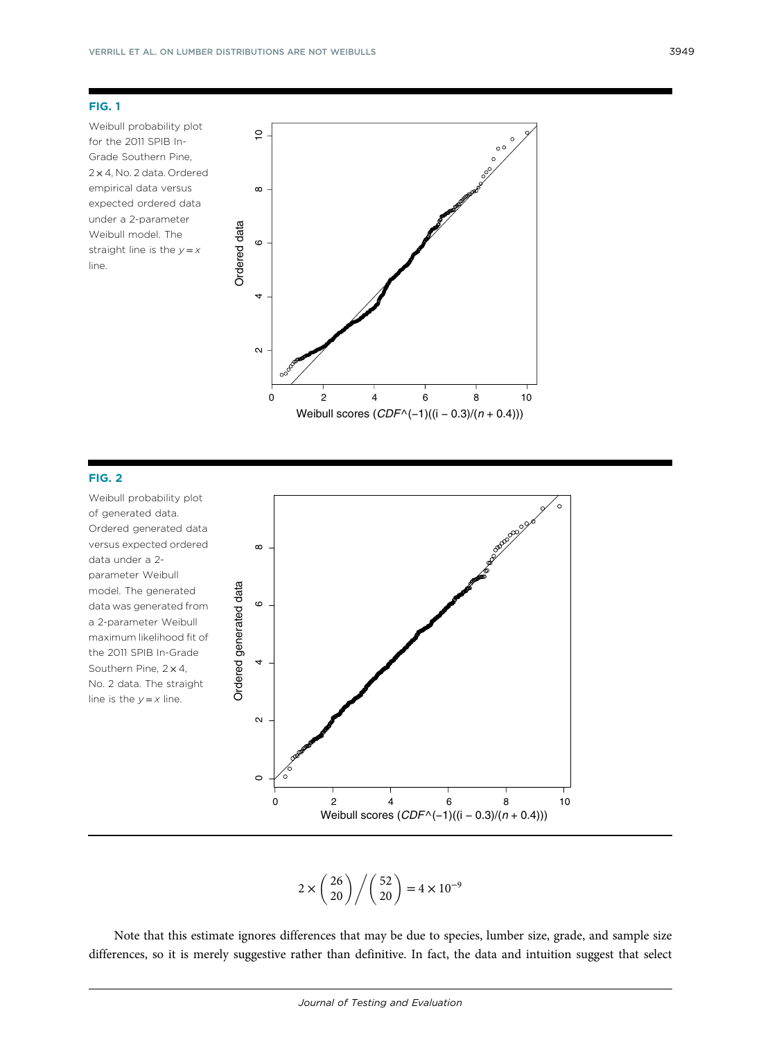**FIG. 1**

Weibull probability plot for the 2011 SPIB In-Grade Southern Pine, 2 × 4, No. 2 data. Ordered empirical data versus expected ordered data under a 2-parameter Weibull model. The straight line is the $y = x$ line.

**FIG. 2**

Weibull probability plot of generated data. Ordered generated data versus expected ordered data under a 2-parameter Weibull model. The generated data was generated from a 2-parameter Weibull maximum likelihood fit of the 2011 SPIB In-Grade Southern Pine, 2 × 4, No. 2 data. The straight line is the $y = x$ line.

$$2 \times \binom{26}{20} \bigg/ \binom{52}{20} = 4 \times 10^{-9}$$

Note that this estimate ignores differences that may be due to species, lumber size, grade, and sample size differences, so it is merely suggestive rather than definitive. In fact, the data and intuition suggest that select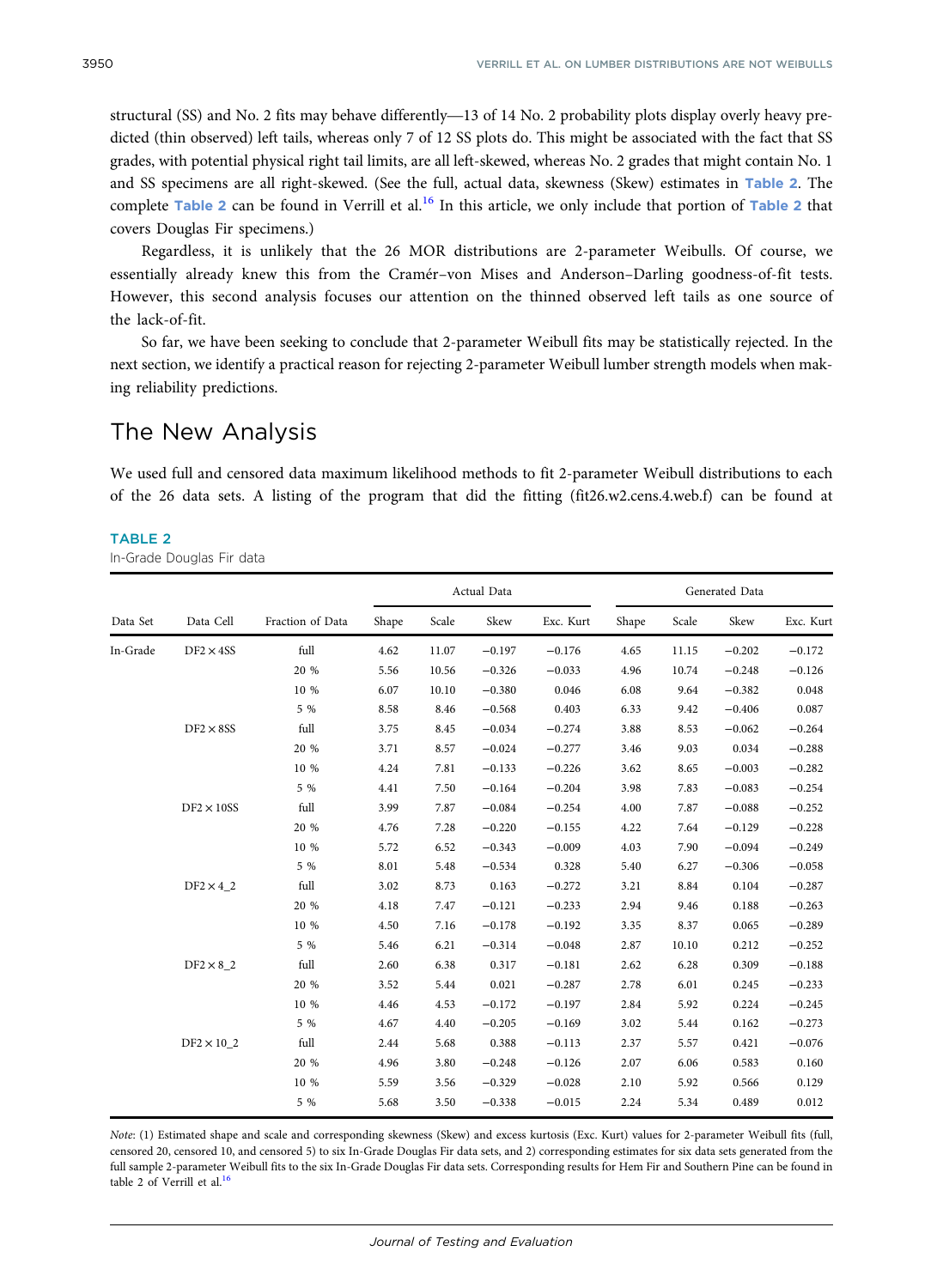structural (SS) and No. 2 fits may behave differently—13 of 14 No. 2 probability plots display overly heavy predicted (thin observed) left tails, whereas only 7 of 12 SS plots do. This might be associated with the fact that SS grades, with potential physical right tail limits, are all left-skewed, whereas No. 2 grades that might contain No. 1 and SS specimens are all right-skewed. (See the full, actual data, skewness (Skew) estimates in **Table 2**. The complete **Table 2** can be found in Verrill et al.[16] In this article, we only include that portion of **Table 2** that covers Douglas Fir specimens.)

Regardless, it is unlikely that the 26 MOR distributions are 2-parameter Weibulls. Of course, we essentially already knew this from the Cramér–von Mises and Anderson–Darling goodness-of-fit tests. However, this second analysis focuses our attention on the thinned observed left tails as one source of the lack-of-fit.

So far, we have been seeking to conclude that 2-parameter Weibull fits may be statistically rejected. In the next section, we identify a practical reason for rejecting 2-parameter Weibull lumber strength models when making reliability predictions.

## The New Analysis

We used full and censored data maximum likelihood methods to fit 2-parameter Weibull distributions to each of the 26 data sets. A listing of the program that did the fitting (fit26.w2.cens.4.web.f) can be found at

**TABLE 2**

In-Grade Douglas Fir data

| | | | Actual Data | | | | Generated Data | | | |
|---|---|---|---|---|---|---|---|---|---|---|
| Data Set | Data Cell | Fraction of Data | Shape | Scale | Skew | Exc. Kurt | Shape | Scale | Skew | Exc. Kurt |
| In-Grade | DF2 × 4SS | full | 4.62 | 11.07 | −0.197 | −0.176 | 4.65 | 11.15 | −0.202 | −0.172 |
| | | 20 % | 5.56 | 10.56 | −0.326 | −0.033 | 4.96 | 10.74 | −0.248 | −0.126 |
| | | 10 % | 6.07 | 10.10 | −0.380 | 0.046 | 6.08 | 9.64 | −0.382 | 0.048 |
| | | 5 % | 8.58 | 8.46 | −0.568 | 0.403 | 6.33 | 9.42 | −0.406 | 0.087 |
| | DF2 × 8SS | full | 3.75 | 8.45 | −0.034 | −0.274 | 3.88 | 8.53 | −0.062 | −0.264 |
| | | 20 % | 3.71 | 8.57 | −0.024 | −0.277 | 3.46 | 9.03 | 0.034 | −0.288 |
| | | 10 % | 4.24 | 7.81 | −0.133 | −0.226 | 3.62 | 8.65 | −0.003 | −0.282 |
| | | 5 % | 4.41 | 7.50 | −0.164 | −0.204 | 3.98 | 7.83 | −0.083 | −0.254 |
| | DF2 × 10SS | full | 3.99 | 7.87 | −0.084 | −0.254 | 4.00 | 7.87 | −0.088 | −0.252 |
| | | 20 % | 4.76 | 7.28 | −0.220 | −0.155 | 4.22 | 7.64 | −0.129 | −0.228 |
| | | 10 % | 5.72 | 6.52 | −0.343 | −0.009 | 4.03 | 7.90 | −0.094 | −0.249 |
| | | 5 % | 8.01 | 5.48 | −0.534 | 0.328 | 5.40 | 6.27 | −0.306 | −0.058 |
| | DF2 × 4_2 | full | 3.02 | 8.73 | 0.163 | −0.272 | 3.21 | 8.84 | 0.104 | −0.287 |
| | | 20 % | 4.18 | 7.47 | −0.121 | −0.233 | 2.94 | 9.46 | 0.188 | −0.263 |
| | | 10 % | 4.50 | 7.16 | −0.178 | −0.192 | 3.35 | 8.37 | 0.065 | −0.289 |
| | | 5 % | 5.46 | 6.21 | −0.314 | −0.048 | 2.87 | 10.10 | 0.212 | −0.252 |
| | DF2 × 8_2 | full | 2.60 | 6.38 | 0.317 | −0.181 | 2.62 | 6.28 | 0.309 | −0.188 |
| | | 20 % | 3.52 | 5.44 | 0.021 | −0.287 | 2.78 | 6.01 | 0.245 | −0.233 |
| | | 10 % | 4.46 | 4.53 | −0.172 | −0.197 | 2.84 | 5.92 | 0.224 | −0.245 |
| | | 5 % | 4.67 | 4.40 | −0.205 | −0.169 | 3.02 | 5.44 | 0.162 | −0.273 |
| | DF2 × 10_2 | full | 2.44 | 5.68 | 0.388 | −0.113 | 2.37 | 5.57 | 0.421 | −0.076 |
| | | 20 % | 4.96 | 3.80 | −0.248 | −0.126 | 2.07 | 6.06 | 0.583 | 0.160 |
| | | 10 % | 5.59 | 3.56 | −0.329 | −0.028 | 2.10 | 5.92 | 0.566 | 0.129 |
| | | 5 % | 5.68 | 3.50 | −0.338 | −0.015 | 2.24 | 5.34 | 0.489 | 0.012 |

*Note*: (1) Estimated shape and scale and corresponding skewness (Skew) and excess kurtosis (Exc. Kurt) values for 2-parameter Weibull fits (full, censored 20, censored 10, and censored 5) to six In-Grade Douglas Fir data sets, and 2) corresponding estimates for six data sets generated from the full sample 2-parameter Weibull fits to the six In-Grade Douglas Fir data sets. Corresponding results for Hem Fir and Southern Pine can be found in table 2 of Verrill et al.[16]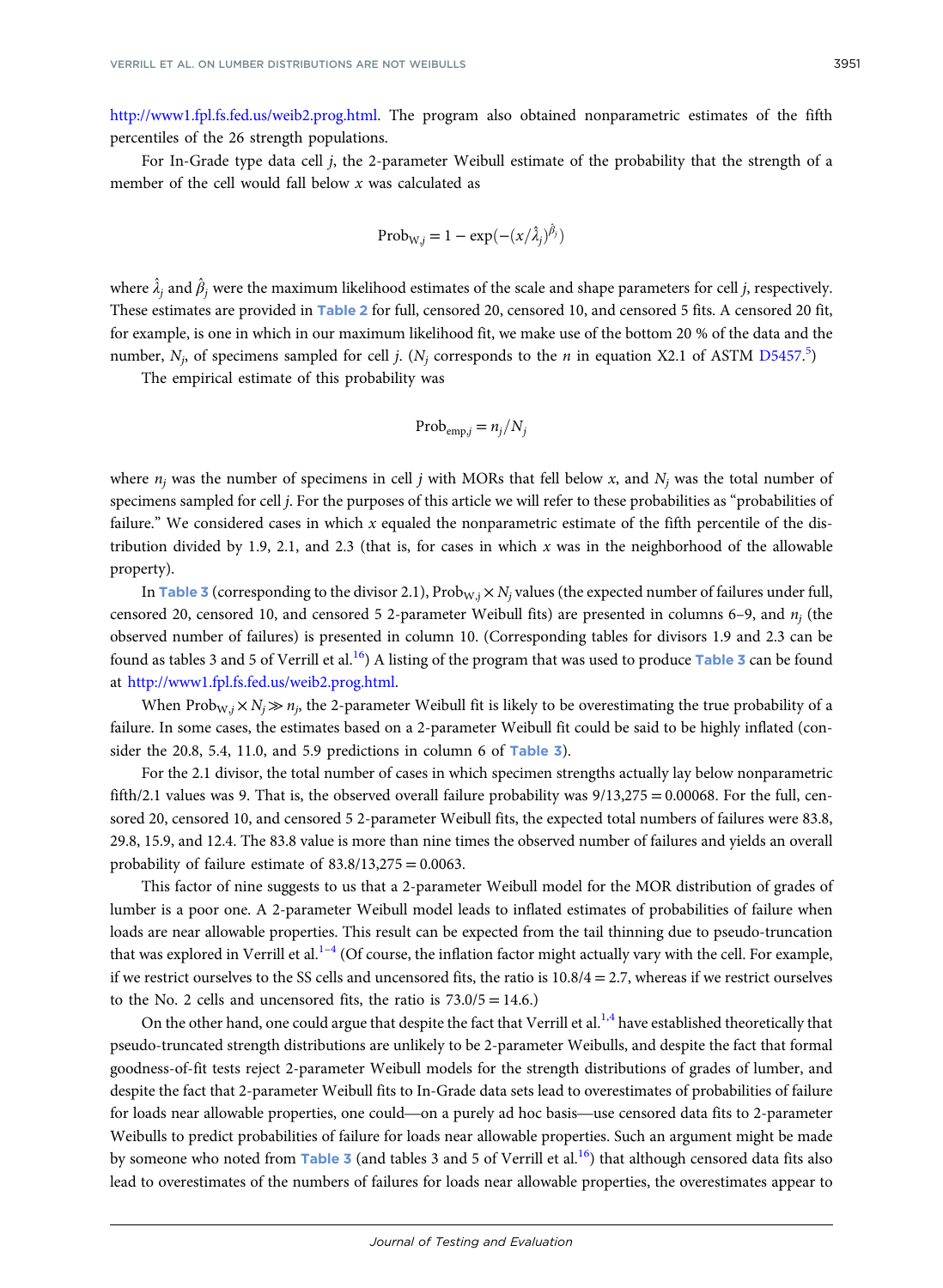http://www1.fpl.fs.fed.us/weib2.prog.html. The program also obtained nonparametric estimates of the fifth percentiles of the 26 strength populations.

For In-Grade type data cell $j$, the 2-parameter Weibull estimate of the probability that the strength of a member of the cell would fall below $x$ was calculated as

$$\text{Prob}_{\text{W},j} = 1 - \exp(-(x/\hat{\lambda}_j)^{\hat{\beta}_j})$$

where $\hat{\lambda}_j$ and $\hat{\beta}_j$ were the maximum likelihood estimates of the scale and shape parameters for cell $j$, respectively. These estimates are provided in Table 2 for full, censored 20, censored 10, and censored 5 fits. A censored 20 fit, for example, is one in which in our maximum likelihood fit, we make use of the bottom 20 % of the data and the number, $N_j$, of specimens sampled for cell $j$. ($N_j$ corresponds to the $n$ in equation X2.1 of ASTM D5457.[5])

The empirical estimate of this probability was

$$\text{Prob}_{\text{emp},j} = n_j/N_j$$

where $n_j$ was the number of specimens in cell $j$ with MORs that fell below $x$, and $N_j$ was the total number of specimens sampled for cell $j$. For the purposes of this article we will refer to these probabilities as "probabilities of failure." We considered cases in which $x$ equaled the nonparametric estimate of the fifth percentile of the distribution divided by 1.9, 2.1, and 2.3 (that is, for cases in which $x$ was in the neighborhood of the allowable property).

In Table 3 (corresponding to the divisor 2.1), $\text{Prob}_{\text{W},j} \times N_j$ values (the expected number of failures under full, censored 20, censored 10, and censored 5 2-parameter Weibull fits) are presented in columns 6–9, and $n_j$ (the observed number of failures) is presented in column 10. (Corresponding tables for divisors 1.9 and 2.3 can be found as tables 3 and 5 of Verrill et al.[16]) A listing of the program that was used to produce Table 3 can be found at http://www1.fpl.fs.fed.us/weib2.prog.html.

When $\text{Prob}_{\text{W},j} \times N_j \gg n_j$, the 2-parameter Weibull fit is likely to be overestimating the true probability of a failure. In some cases, the estimates based on a 2-parameter Weibull fit could be said to be highly inflated (consider the 20.8, 5.4, 11.0, and 5.9 predictions in column 6 of Table 3).

For the 2.1 divisor, the total number of cases in which specimen strengths actually lay below nonparametric fifth/2.1 values was 9. That is, the observed overall failure probability was $9/13{,}275 = 0.00068$. For the full, censored 20, censored 10, and censored 5 2-parameter Weibull fits, the expected total numbers of failures were 83.8, 29.8, 15.9, and 12.4. The 83.8 value is more than nine times the observed number of failures and yields an overall probability of failure estimate of $83.8/13{,}275 = 0.0063$.

This factor of nine suggests to us that a 2-parameter Weibull model for the MOR distribution of grades of lumber is a poor one. A 2-parameter Weibull model leads to inflated estimates of probabilities of failure when loads are near allowable properties. This result can be expected from the tail thinning due to pseudo-truncation that was explored in Verrill et al.[1–4] (Of course, the inflation factor might actually vary with the cell. For example, if we restrict ourselves to the SS cells and uncensored fits, the ratio is $10.8/4 = 2.7$, whereas if we restrict ourselves to the No. 2 cells and uncensored fits, the ratio is $73.0/5 = 14.6$.)

On the other hand, one could argue that despite the fact that Verrill et al.[1,4] have established theoretically that pseudo-truncated strength distributions are unlikely to be 2-parameter Weibulls, and despite the fact that formal goodness-of-fit tests reject 2-parameter Weibull models for the strength distributions of grades of lumber, and despite the fact that 2-parameter Weibull fits to In-Grade data sets lead to overestimates of probabilities of failure for loads near allowable properties, one could—on a purely ad hoc basis—use censored data fits to 2-parameter Weibulls to predict probabilities of failure for loads near allowable properties. Such an argument might be made by someone who noted from Table 3 (and tables 3 and 5 of Verrill et al.[16]) that although censored data fits also lead to overestimates of the numbers of failures for loads near allowable properties, the overestimates appear to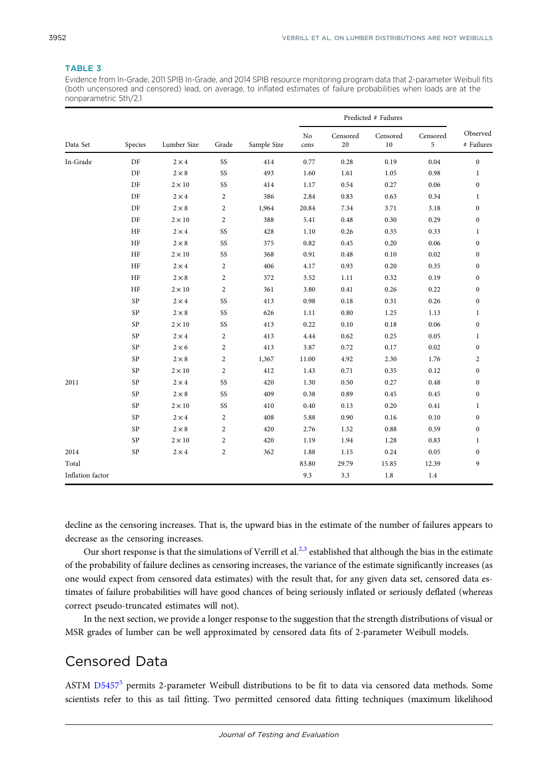**TABLE 3**

Evidence from In-Grade, 2011 SPIB In-Grade, and 2014 SPIB resource monitoring program data that 2-parameter Weibull fits (both uncensored and censored) lead, on average, to inflated estimates of failure probabilities when loads are at the nonparametric 5th/2.1

| Data Set | Species | Lumber Size | Grade | Sample Size | Predicted # Failures | | | | Observed # Failures |
|---|---|---|---|---|---|---|---|---|---|
| | | | | | No cens | Censored 20 | Censored 10 | Censored 5 | |
| In-Grade | DF | 2 × 4 | SS | 414 | 0.77 | 0.28 | 0.19 | 0.04 | 0 |
| | DF | 2 × 8 | SS | 493 | 1.60 | 1.61 | 1.05 | 0.98 | 1 |
| | DF | 2 × 10 | SS | 414 | 1.17 | 0.54 | 0.27 | 0.06 | 0 |
| | DF | 2 × 4 | 2 | 386 | 2.84 | 0.83 | 0.63 | 0.34 | 1 |
| | DF | 2 × 8 | 2 | 1,964 | 20.84 | 7.34 | 3.71 | 3.18 | 0 |
| | DF | 2 × 10 | 2 | 388 | 5.41 | 0.48 | 0.30 | 0.29 | 0 |
| | HF | 2 × 4 | SS | 428 | 1.10 | 0.26 | 0.35 | 0.33 | 1 |
| | HF | 2 × 8 | SS | 375 | 0.82 | 0.45 | 0.20 | 0.06 | 0 |
| | HF | 2 × 10 | SS | 368 | 0.91 | 0.48 | 0.10 | 0.02 | 0 |
| | HF | 2 × 4 | 2 | 406 | 4.17 | 0.93 | 0.20 | 0.35 | 0 |
| | HF | 2 × 8 | 2 | 372 | 3.52 | 1.11 | 0.32 | 0.19 | 0 |
| | HF | 2 × 10 | 2 | 361 | 3.80 | 0.41 | 0.26 | 0.22 | 0 |
| | SP | 2 × 4 | SS | 413 | 0.98 | 0.18 | 0.31 | 0.26 | 0 |
| | SP | 2 × 8 | SS | 626 | 1.11 | 0.80 | 1.25 | 1.13 | 1 |
| | SP | 2 × 10 | SS | 413 | 0.22 | 0.10 | 0.18 | 0.06 | 0 |
| | SP | 2 × 4 | 2 | 413 | 4.44 | 0.62 | 0.25 | 0.05 | 1 |
| | SP | 2 × 6 | 2 | 413 | 3.87 | 0.72 | 0.17 | 0.02 | 0 |
| | SP | 2 × 8 | 2 | 1,367 | 11.00 | 4.92 | 2.30 | 1.76 | 2 |
| | SP | 2 × 10 | 2 | 412 | 1.43 | 0.71 | 0.35 | 0.12 | 0 |
| 2011 | SP | 2 × 4 | SS | 420 | 1.30 | 0.50 | 0.27 | 0.48 | 0 |
| | SP | 2 × 8 | SS | 409 | 0.38 | 0.89 | 0.45 | 0.45 | 0 |
| | SP | 2 × 10 | SS | 410 | 0.40 | 0.13 | 0.20 | 0.41 | 1 |
| | SP | 2 × 4 | 2 | 408 | 5.88 | 0.90 | 0.16 | 0.10 | 0 |
| | SP | 2 × 8 | 2 | 420 | 2.76 | 1.52 | 0.88 | 0.59 | 0 |
| | SP | 2 × 10 | 2 | 420 | 1.19 | 1.94 | 1.28 | 0.83 | 1 |
| 2014 | SP | 2 × 4 | 2 | 362 | 1.88 | 1.15 | 0.24 | 0.05 | 0 |
| Total | | | | | 83.80 | 29.79 | 15.85 | 12.39 | 9 |
| Inflation factor | | | | | 9.3 | 3.3 | 1.8 | 1.4 | |

decline as the censoring increases. That is, the upward bias in the estimate of the number of failures appears to decrease as the censoring increases.

Our short response is that the simulations of Verrill et al.[2,3] established that although the bias in the estimate of the probability of failure declines as censoring increases, the variance of the estimate significantly increases (as one would expect from censored data estimates) with the result that, for any given data set, censored data estimates of failure probabilities will have good chances of being seriously inflated or seriously deflated (whereas correct pseudo-truncated estimates will not).

In the next section, we provide a longer response to the suggestion that the strength distributions of visual or MSR grades of lumber can be well approximated by censored data fits of 2-parameter Weibull models.

## Censored Data

ASTM D5457[5] permits 2-parameter Weibull distributions to be fit to data via censored data methods. Some scientists refer to this as tail fitting. Two permitted censored data fitting techniques (maximum likelihood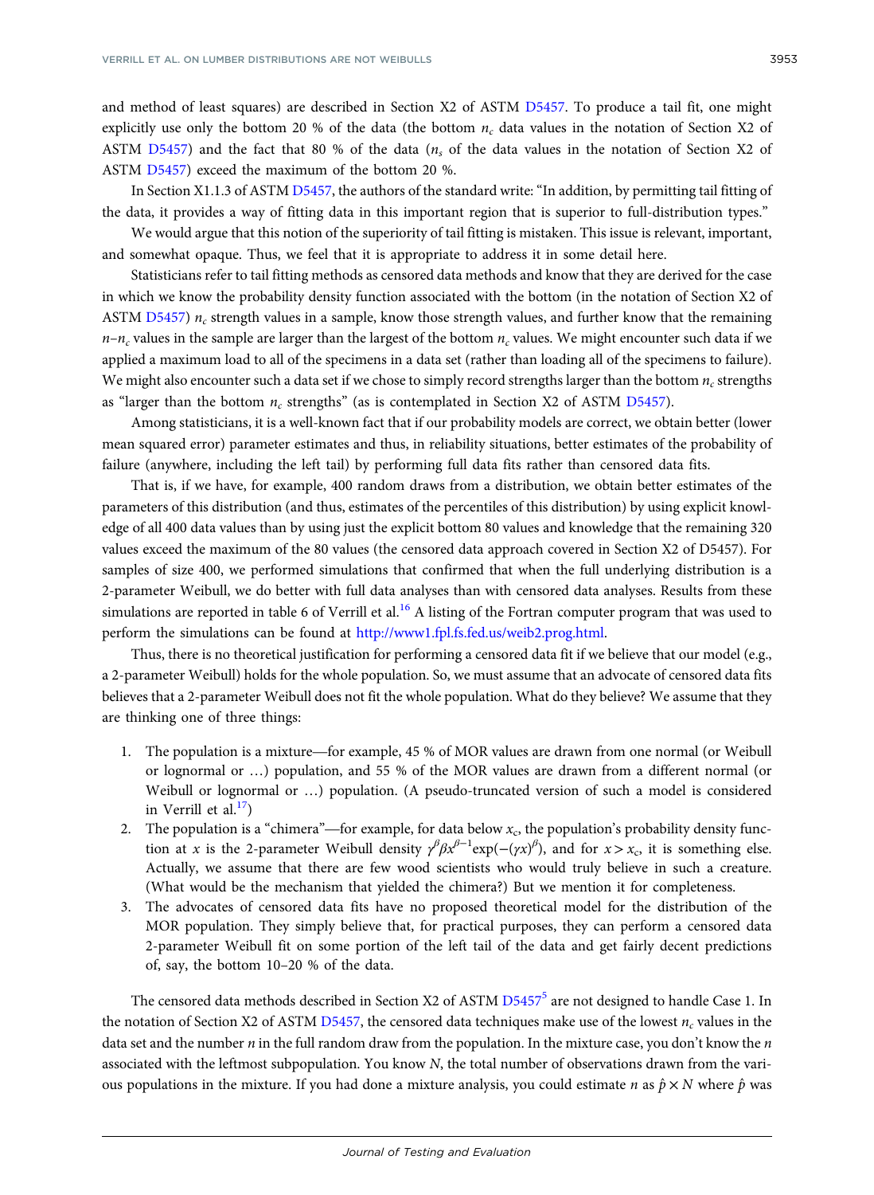and method of least squares) are described in Section X2 of ASTM D5457. To produce a tail fit, one might explicitly use only the bottom 20 % of the data (the bottom $n_c$ data values in the notation of Section X2 of ASTM D5457) and the fact that 80 % of the data ($n_s$ of the data values in the notation of Section X2 of ASTM D5457) exceed the maximum of the bottom 20 %.

In Section X1.1.3 of ASTM D5457, the authors of the standard write: "In addition, by permitting tail fitting of the data, it provides a way of fitting data in this important region that is superior to full-distribution types."

We would argue that this notion of the superiority of tail fitting is mistaken. This issue is relevant, important, and somewhat opaque. Thus, we feel that it is appropriate to address it in some detail here.

Statisticians refer to tail fitting methods as censored data methods and know that they are derived for the case in which we know the probability density function associated with the bottom (in the notation of Section X2 of ASTM D5457) $n_c$ strength values in a sample, know those strength values, and further know that the remaining $n$–$n_c$ values in the sample are larger than the largest of the bottom $n_c$ values. We might encounter such data if we applied a maximum load to all of the specimens in a data set (rather than loading all of the specimens to failure). We might also encounter such a data set if we chose to simply record strengths larger than the bottom $n_c$ strengths as "larger than the bottom $n_c$ strengths" (as is contemplated in Section X2 of ASTM D5457).

Among statisticians, it is a well-known fact that if our probability models are correct, we obtain better (lower mean squared error) parameter estimates and thus, in reliability situations, better estimates of the probability of failure (anywhere, including the left tail) by performing full data fits rather than censored data fits.

That is, if we have, for example, 400 random draws from a distribution, we obtain better estimates of the parameters of this distribution (and thus, estimates of the percentiles of this distribution) by using explicit knowledge of all 400 data values than by using just the explicit bottom 80 values and knowledge that the remaining 320 values exceed the maximum of the 80 values (the censored data approach covered in Section X2 of D5457). For samples of size 400, we performed simulations that confirmed that when the full underlying distribution is a 2-parameter Weibull, we do better with full data analyses than with censored data analyses. Results from these simulations are reported in table 6 of Verrill et al.[16] A listing of the Fortran computer program that was used to perform the simulations can be found at http://www1.fpl.fs.fed.us/weib2.prog.html.

Thus, there is no theoretical justification for performing a censored data fit if we believe that our model (e.g., a 2-parameter Weibull) holds for the whole population. So, we must assume that an advocate of censored data fits believes that a 2-parameter Weibull does not fit the whole population. What do they believe? We assume that they are thinking one of three things:

1. The population is a mixture—for example, 45 % of MOR values are drawn from one normal (or Weibull or lognormal or …) population, and 55 % of the MOR values are drawn from a different normal (or Weibull or lognormal or …) population. (A pseudo-truncated version of such a model is considered in Verrill et al.[17])
2. The population is a "chimera"—for example, for data below $x_c$, the population's probability density function at $x$ is the 2-parameter Weibull density $\gamma^{\beta}\beta x^{\beta-1}\exp(-(\gamma x)^{\beta})$, and for $x > x_c$, it is something else. Actually, we assume that there are few wood scientists who would truly believe in such a creature. (What would be the mechanism that yielded the chimera?) But we mention it for completeness.
3. The advocates of censored data fits have no proposed theoretical model for the distribution of the MOR population. They simply believe that, for practical purposes, they can perform a censored data 2-parameter Weibull fit on some portion of the left tail of the data and get fairly decent predictions of, say, the bottom 10–20 % of the data.

The censored data methods described in Section X2 of ASTM D5457[5] are not designed to handle Case 1. In the notation of Section X2 of ASTM D5457, the censored data techniques make use of the lowest $n_c$ values in the data set and the number $n$ in the full random draw from the population. In the mixture case, you don't know the $n$ associated with the leftmost subpopulation. You know $N$, the total number of observations drawn from the various populations in the mixture. If you had done a mixture analysis, you could estimate $n$ as $\hat{p} \times N$ where $\hat{p}$ was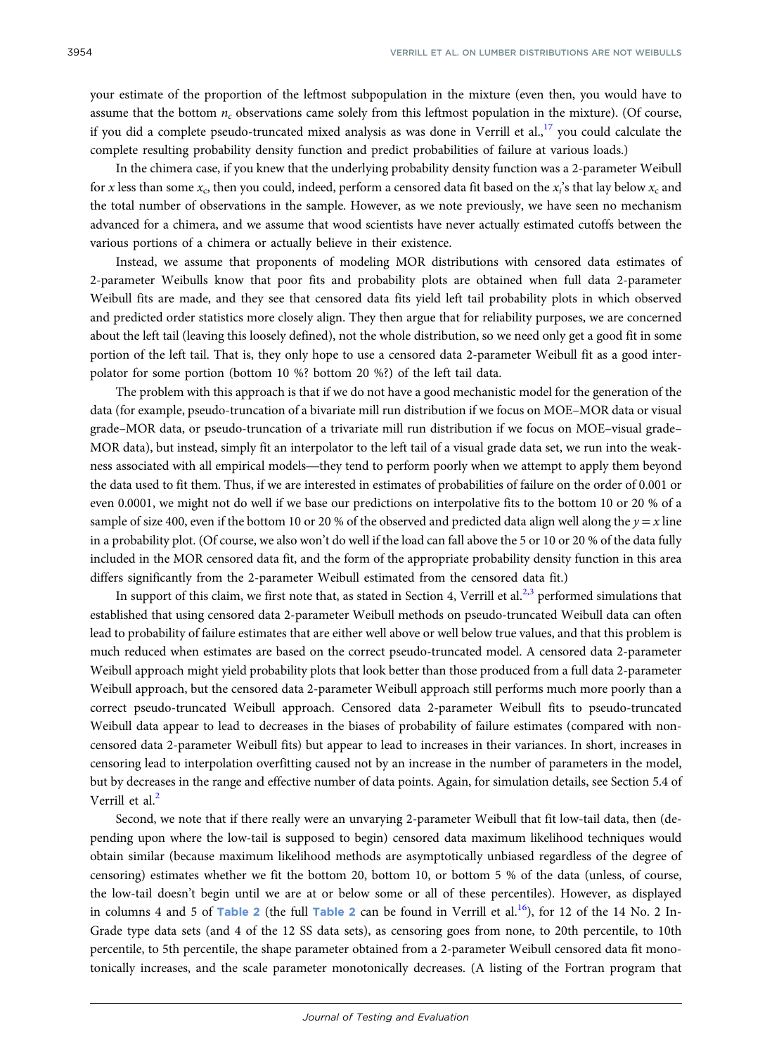your estimate of the proportion of the leftmost subpopulation in the mixture (even then, you would have to assume that the bottom $n_c$ observations came solely from this leftmost population in the mixture). (Of course, if you did a complete pseudo-truncated mixed analysis as was done in Verrill et al.,[17] you could calculate the complete resulting probability density function and predict probabilities of failure at various loads.)

In the chimera case, if you knew that the underlying probability density function was a 2-parameter Weibull for $x$ less than some $x_c$, then you could, indeed, perform a censored data fit based on the $x_i$'s that lay below $x_c$ and the total number of observations in the sample. However, as we note previously, we have seen no mechanism advanced for a chimera, and we assume that wood scientists have never actually estimated cutoffs between the various portions of a chimera or actually believe in their existence.

Instead, we assume that proponents of modeling MOR distributions with censored data estimates of 2-parameter Weibulls know that poor fits and probability plots are obtained when full data 2-parameter Weibull fits are made, and they see that censored data fits yield left tail probability plots in which observed and predicted order statistics more closely align. They then argue that for reliability purposes, we are concerned about the left tail (leaving this loosely defined), not the whole distribution, so we need only get a good fit in some portion of the left tail. That is, they only hope to use a censored data 2-parameter Weibull fit as a good interpolator for some portion (bottom 10 %? bottom 20 %?) of the left tail data.

The problem with this approach is that if we do not have a good mechanistic model for the generation of the data (for example, pseudo-truncation of a bivariate mill run distribution if we focus on MOE–MOR data or visual grade–MOR data, or pseudo-truncation of a trivariate mill run distribution if we focus on MOE–visual grade–MOR data), but instead, simply fit an interpolator to the left tail of a visual grade data set, we run into the weakness associated with all empirical models—they tend to perform poorly when we attempt to apply them beyond the data used to fit them. Thus, if we are interested in estimates of probabilities of failure on the order of 0.001 or even 0.0001, we might not do well if we base our predictions on interpolative fits to the bottom 10 or 20 % of a sample of size 400, even if the bottom 10 or 20 % of the observed and predicted data align well along the $y = x$ line in a probability plot. (Of course, we also won't do well if the load can fall above the 5 or 10 or 20 % of the data fully included in the MOR censored data fit, and the form of the appropriate probability density function in this area differs significantly from the 2-parameter Weibull estimated from the censored data fit.)

In support of this claim, we first note that, as stated in Section 4, Verrill et al.[2,3] performed simulations that established that using censored data 2-parameter Weibull methods on pseudo-truncated Weibull data can often lead to probability of failure estimates that are either well above or well below true values, and that this problem is much reduced when estimates are based on the correct pseudo-truncated model. A censored data 2-parameter Weibull approach might yield probability plots that look better than those produced from a full data 2-parameter Weibull approach, but the censored data 2-parameter Weibull approach still performs much more poorly than a correct pseudo-truncated Weibull approach. Censored data 2-parameter Weibull fits to pseudo-truncated Weibull data appear to lead to decreases in the biases of probability of failure estimates (compared with non-censored data 2-parameter Weibull fits) but appear to lead to increases in their variances. In short, increases in censoring lead to interpolation overfitting caused not by an increase in the number of parameters in the model, but by decreases in the range and effective number of data points. Again, for simulation details, see Section 5.4 of Verrill et al.[2]

Second, we note that if there really were an unvarying 2-parameter Weibull that fit low-tail data, then (depending upon where the low-tail is supposed to begin) censored data maximum likelihood techniques would obtain similar (because maximum likelihood methods are asymptotically unbiased regardless of the degree of censoring) estimates whether we fit the bottom 20, bottom 10, or bottom 5 % of the data (unless, of course, the low-tail doesn't begin until we are at or below some or all of these percentiles). However, as displayed in columns 4 and 5 of Table 2 (the full Table 2 can be found in Verrill et al.[16]), for 12 of the 14 No. 2 In-Grade type data sets (and 4 of the 12 SS data sets), as censoring goes from none, to 20th percentile, to 10th percentile, to 5th percentile, the shape parameter obtained from a 2-parameter Weibull censored data fit monotonically increases, and the scale parameter monotonically decreases. (A listing of the Fortran program that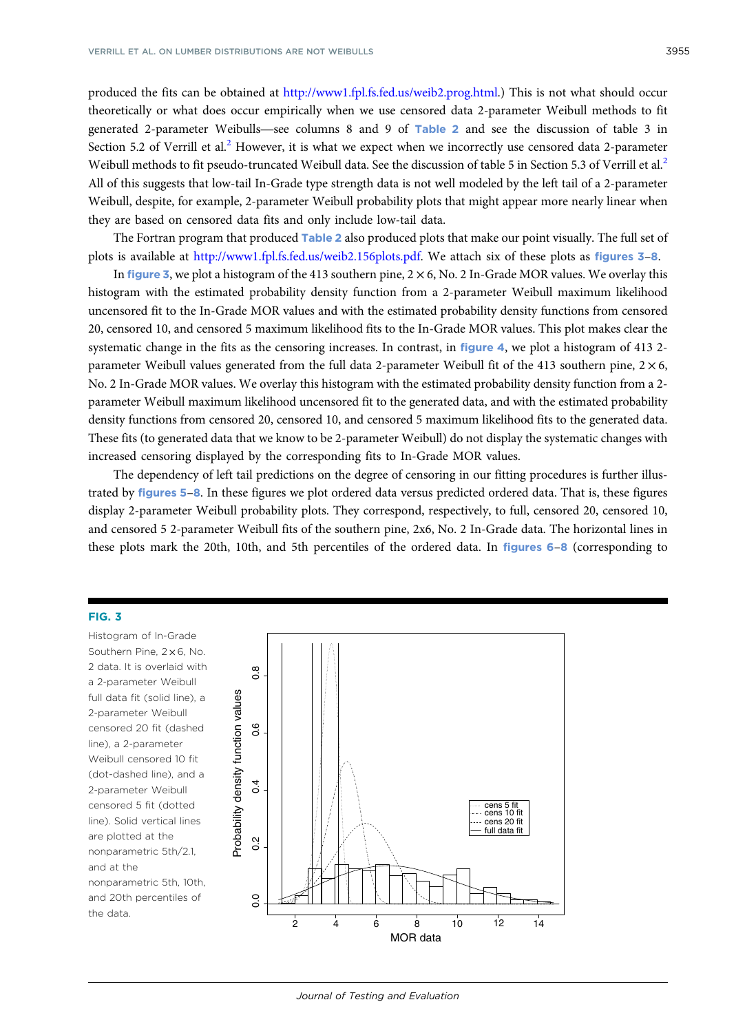produced the fits can be obtained at http://www1.fpl.fs.fed.us/weib2.prog.html.) This is not what should occur theoretically or what does occur empirically when we use censored data 2-parameter Weibull methods to fit generated 2-parameter Weibulls—see columns 8 and 9 of Table 2 and see the discussion of table 3 in Section 5.2 of Verrill et al.[2] However, it is what we expect when we incorrectly use censored data 2-parameter Weibull methods to fit pseudo-truncated Weibull data. See the discussion of table 5 in Section 5.3 of Verrill et al.[2] All of this suggests that low-tail In-Grade type strength data is not well modeled by the left tail of a 2-parameter Weibull, despite, for example, 2-parameter Weibull probability plots that might appear more nearly linear when they are based on censored data fits and only include low-tail data.

The Fortran program that produced Table 2 also produced plots that make our point visually. The full set of plots is available at http://www1.fpl.fs.fed.us/weib2.156plots.pdf. We attach six of these plots as figures 3–8.

In figure 3, we plot a histogram of the 413 southern pine, 2 × 6, No. 2 In-Grade MOR values. We overlay this histogram with the estimated probability density function from a 2-parameter Weibull maximum likelihood uncensored fit to the In-Grade MOR values and with the estimated probability density functions from censored 20, censored 10, and censored 5 maximum likelihood fits to the In-Grade MOR values. This plot makes clear the systematic change in the fits as the censoring increases. In contrast, in figure 4, we plot a histogram of 413 2-parameter Weibull values generated from the full data 2-parameter Weibull fit of the 413 southern pine, 2 × 6, No. 2 In-Grade MOR values. We overlay this histogram with the estimated probability density function from a 2-parameter Weibull maximum likelihood uncensored fit to the generated data, and with the estimated probability density functions from censored 20, censored 10, and censored 5 maximum likelihood fits to the generated data. These fits (to generated data that we know to be 2-parameter Weibull) do not display the systematic changes with increased censoring displayed by the corresponding fits to In-Grade MOR values.

The dependency of left tail predictions on the degree of censoring in our fitting procedures is further illustrated by figures 5–8. In these figures we plot ordered data versus predicted ordered data. That is, these figures display 2-parameter Weibull probability plots. They correspond, respectively, to full, censored 20, censored 10, and censored 5 2-parameter Weibull fits of the southern pine, 2x6, No. 2 In-Grade data. The horizontal lines in these plots mark the 20th, 10th, and 5th percentiles of the ordered data. In figures 6–8 (corresponding to

**FIG. 3**

Histogram of In-Grade Southern Pine, 2 × 6, No. 2 data. It is overlaid with a 2-parameter Weibull full data fit (solid line), a 2-parameter Weibull censored 20 fit (dashed line), a 2-parameter Weibull censored 10 fit (dot-dashed line), and a 2-parameter Weibull censored 5 fit (dotted line). Solid vertical lines are plotted at the nonparametric 5th/2.1, and at the nonparametric 5th, 10th, and 20th percentiles of the data.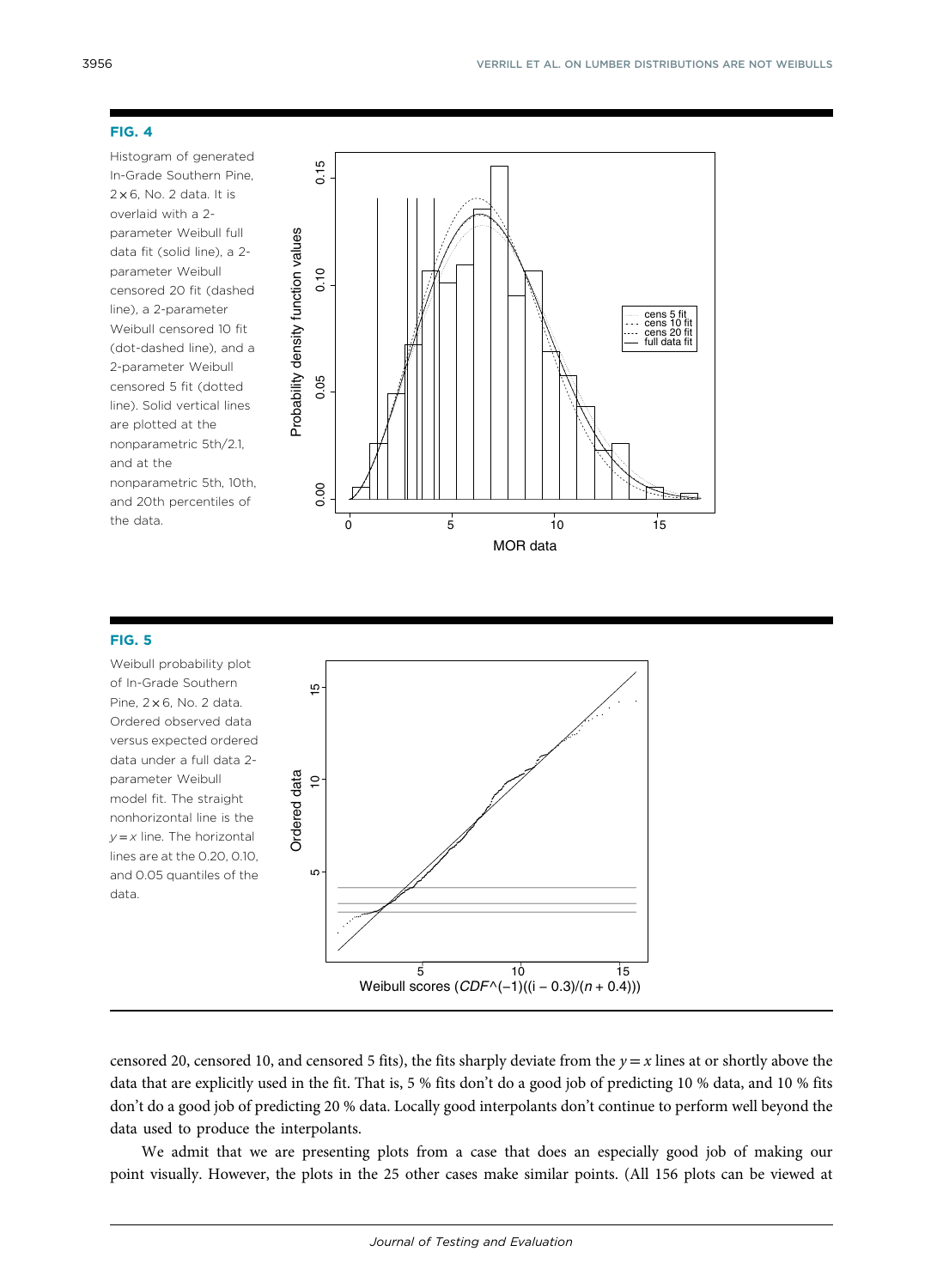**FIG. 4**

Histogram of generated In-Grade Southern Pine, 2 × 6, No. 2 data. It is overlaid with a 2-parameter Weibull full data fit (solid line), a 2-parameter Weibull censored 20 fit (dashed line), a 2-parameter Weibull censored 10 fit (dot-dashed line), and a 2-parameter Weibull censored 5 fit (dotted line). Solid vertical lines are plotted at the nonparametric 5th/2.1, and at the nonparametric 5th, 10th, and 20th percentiles of the data.

**FIG. 5**

Weibull probability plot of In-Grade Southern Pine, 2 × 6, No. 2 data. Ordered observed data versus expected ordered data under a full data 2-parameter Weibull model fit. The straight nonhorizontal line is the $y = x$ line. The horizontal lines are at the 0.20, 0.10, and 0.05 quantiles of the data.

censored 20, censored 10, and censored 5 fits), the fits sharply deviate from the $y = x$ lines at or shortly above the data that are explicitly used in the fit. That is, 5 % fits don't do a good job of predicting 10 % data, and 10 % fits don't do a good job of predicting 20 % data. Locally good interpolants don't continue to perform well beyond the data used to produce the interpolants.

We admit that we are presenting plots from a case that does an especially good job of making our point visually. However, the plots in the 25 other cases make similar points. (All 156 plots can be viewed at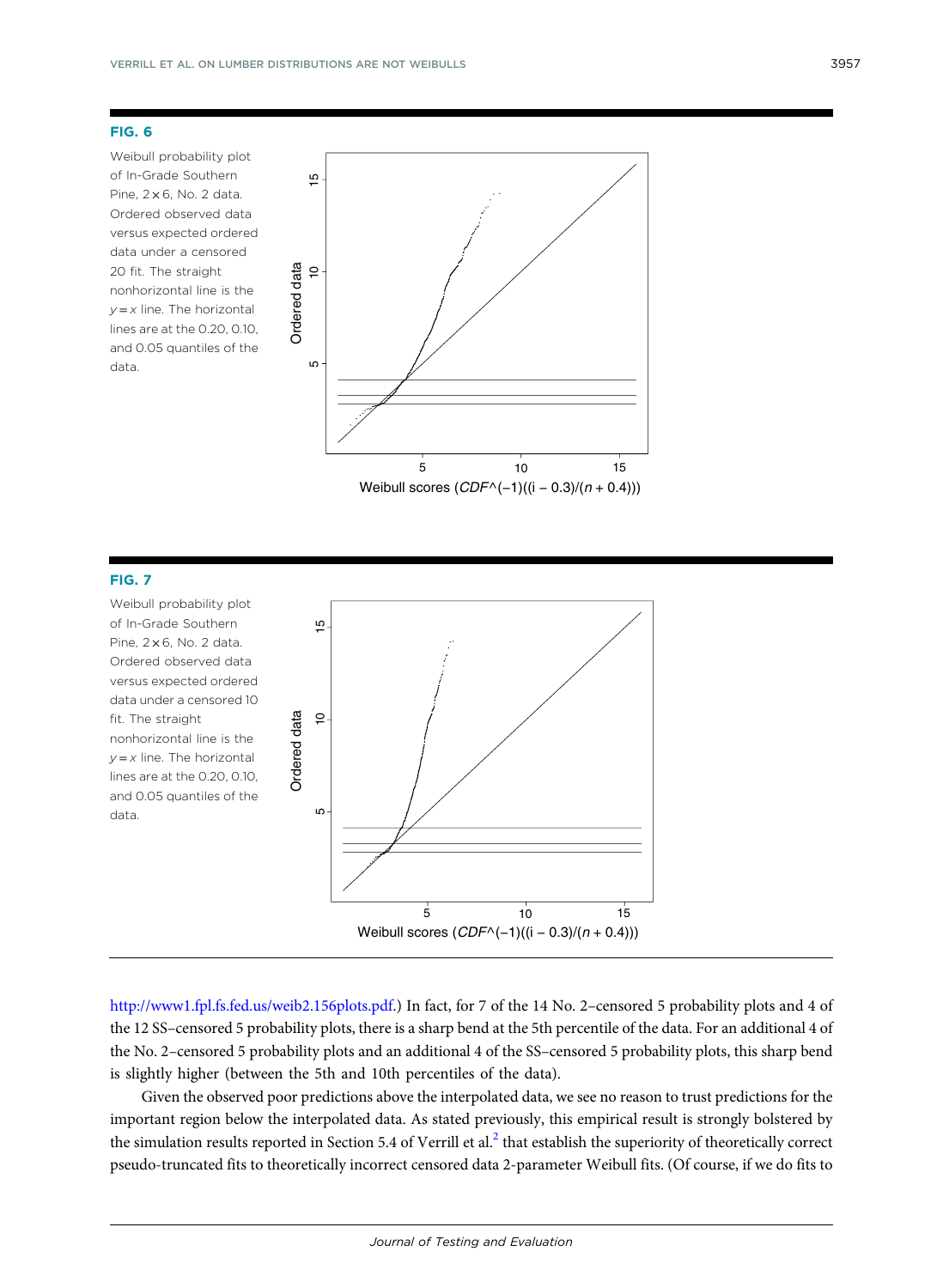**FIG. 6**

Weibull probability plot of In-Grade Southern Pine, 2 × 6, No. 2 data. Ordered observed data versus expected ordered data under a censored 20 fit. The straight nonhorizontal line is the $y = x$ line. The horizontal lines are at the 0.20, 0.10, and 0.05 quantiles of the data.

**FIG. 7**

Weibull probability plot of In-Grade Southern Pine, 2 × 6, No. 2 data. Ordered observed data versus expected ordered data under a censored 10 fit. The straight nonhorizontal line is the $y = x$ line. The horizontal lines are at the 0.20, 0.10, and 0.05 quantiles of the data.

http://www1.fpl.fs.fed.us/weib2.156plots.pdf.) In fact, for 7 of the 14 No. 2–censored 5 probability plots and 4 of the 12 SS–censored 5 probability plots, there is a sharp bend at the 5th percentile of the data. For an additional 4 of the No. 2–censored 5 probability plots and an additional 4 of the SS–censored 5 probability plots, this sharp bend is slightly higher (between the 5th and 10th percentiles of the data).

Given the observed poor predictions above the interpolated data, we see no reason to trust predictions for the important region below the interpolated data. As stated previously, this empirical result is strongly bolstered by the simulation results reported in Section 5.4 of Verrill et al.[2] that establish the superiority of theoretically correct pseudo-truncated fits to theoretically incorrect censored data 2-parameter Weibull fits. (Of course, if we do fits to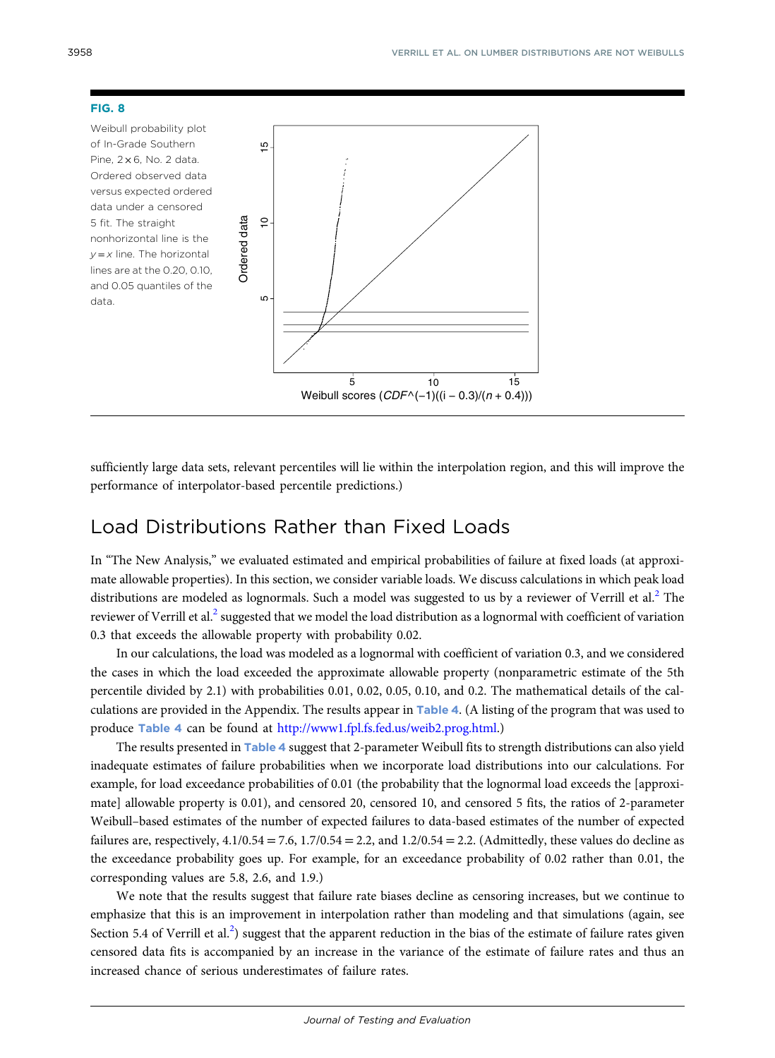**FIG. 8**

Weibull probability plot of In-Grade Southern Pine, 2 × 6, No. 2 data. Ordered observed data versus expected ordered data under a censored 5 fit. The straight nonhorizontal line is the $y = x$ line. The horizontal lines are at the 0.20, 0.10, and 0.05 quantiles of the data.

sufficiently large data sets, relevant percentiles will lie within the interpolation region, and this will improve the performance of interpolator-based percentile predictions.)

## Load Distributions Rather than Fixed Loads

In "The New Analysis," we evaluated estimated and empirical probabilities of failure at fixed loads (at approximate allowable properties). In this section, we consider variable loads. We discuss calculations in which peak load distributions are modeled as lognormals. Such a model was suggested to us by a reviewer of Verrill et al.[2] The reviewer of Verrill et al.[2] suggested that we model the load distribution as a lognormal with coefficient of variation 0.3 that exceeds the allowable property with probability 0.02.

In our calculations, the load was modeled as a lognormal with coefficient of variation 0.3, and we considered the cases in which the load exceeded the approximate allowable property (nonparametric estimate of the 5th percentile divided by 2.1) with probabilities 0.01, 0.02, 0.05, 0.10, and 0.2. The mathematical details of the calculations are provided in the Appendix. The results appear in Table 4. (A listing of the program that was used to produce Table 4 can be found at http://www1.fpl.fs.fed.us/weib2.prog.html.)

The results presented in Table 4 suggest that 2-parameter Weibull fits to strength distributions can also yield inadequate estimates of failure probabilities when we incorporate load distributions into our calculations. For example, for load exceedance probabilities of 0.01 (the probability that the lognormal load exceeds the [approximate] allowable property is 0.01), and censored 20, censored 10, and censored 5 fits, the ratios of 2-parameter Weibull–based estimates of the number of expected failures to data-based estimates of the number of expected failures are, respectively, $4.1/0.54 = 7.6$, $1.7/0.54 = 2.2$, and $1.2/0.54 = 2.2$. (Admittedly, these values do decline as the exceedance probability goes up. For example, for an exceedance probability of 0.02 rather than 0.01, the corresponding values are 5.8, 2.6, and 1.9.)

We note that the results suggest that failure rate biases decline as censoring increases, but we continue to emphasize that this is an improvement in interpolation rather than modeling and that simulations (again, see Section 5.4 of Verrill et al.[2]) suggest that the apparent reduction in the bias of the estimate of failure rates given censored data fits is accompanied by an increase in the variance of the estimate of failure rates and thus an increased chance of serious underestimates of failure rates.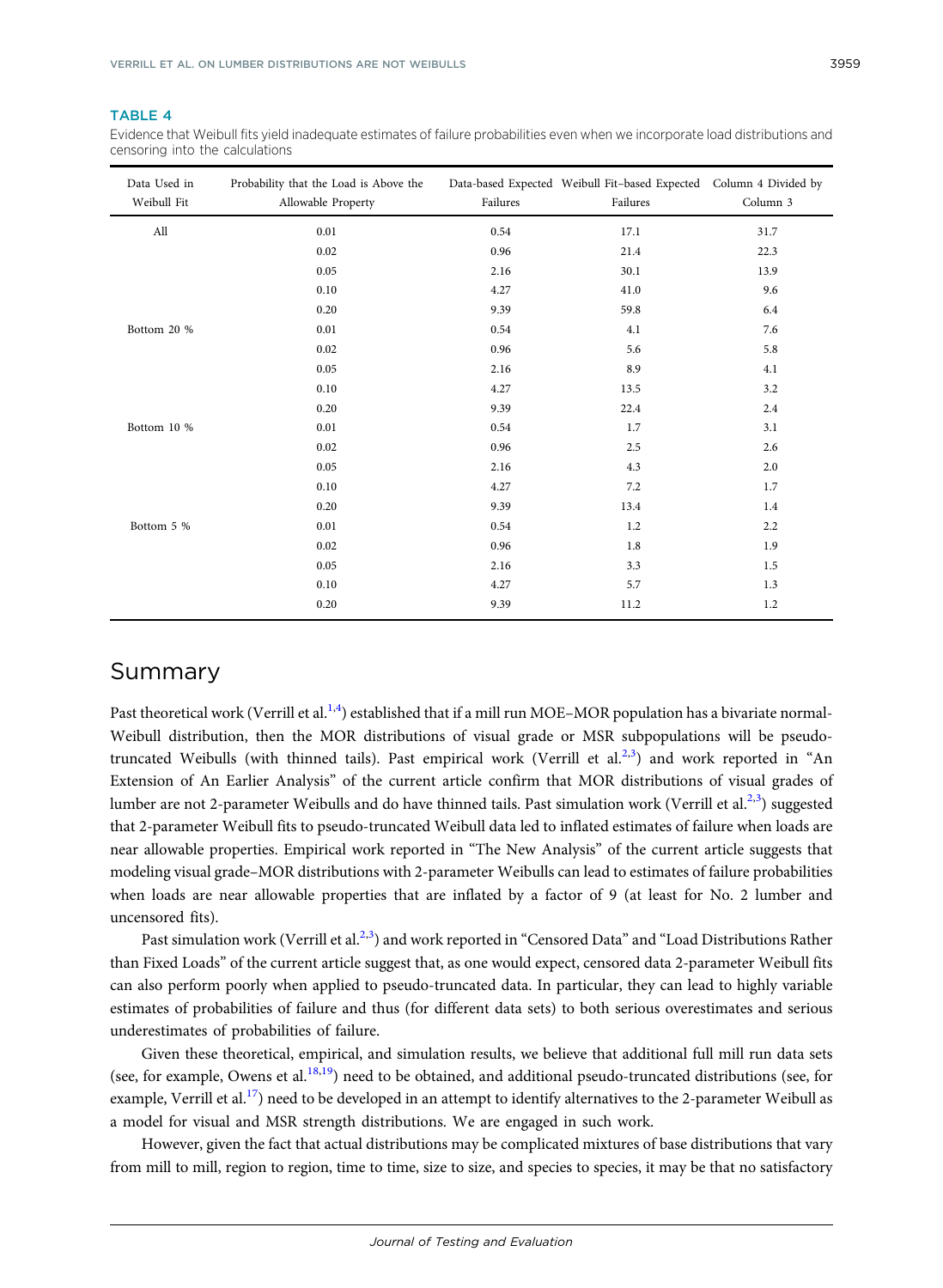**TABLE 4**

Evidence that Weibull fits yield inadequate estimates of failure probabilities even when we incorporate load distributions and censoring into the calculations

| Data Used in Weibull Fit | Probability that the Load is Above the Allowable Property | Data-based Expected Failures | Weibull Fit–based Expected Failures | Column 4 Divided by Column 3 |
|---|---|---|---|---|
| All | 0.01 | 0.54 | 17.1 | 31.7 |
| | 0.02 | 0.96 | 21.4 | 22.3 |
| | 0.05 | 2.16 | 30.1 | 13.9 |
| | 0.10 | 4.27 | 41.0 | 9.6 |
| | 0.20 | 9.39 | 59.8 | 6.4 |
| Bottom 20 % | 0.01 | 0.54 | 4.1 | 7.6 |
| | 0.02 | 0.96 | 5.6 | 5.8 |
| | 0.05 | 2.16 | 8.9 | 4.1 |
| | 0.10 | 4.27 | 13.5 | 3.2 |
| | 0.20 | 9.39 | 22.4 | 2.4 |
| Bottom 10 % | 0.01 | 0.54 | 1.7 | 3.1 |
| | 0.02 | 0.96 | 2.5 | 2.6 |
| | 0.05 | 2.16 | 4.3 | 2.0 |
| | 0.10 | 4.27 | 7.2 | 1.7 |
| | 0.20 | 9.39 | 13.4 | 1.4 |
| Bottom 5 % | 0.01 | 0.54 | 1.2 | 2.2 |
| | 0.02 | 0.96 | 1.8 | 1.9 |
| | 0.05 | 2.16 | 3.3 | 1.5 |
| | 0.10 | 4.27 | 5.7 | 1.3 |
| | 0.20 | 9.39 | 11.2 | 1.2 |

## Summary

Past theoretical work (Verrill et al.[1,4]) established that if a mill run MOE–MOR population has a bivariate normal-Weibull distribution, then the MOR distributions of visual grade or MSR subpopulations will be pseudo-truncated Weibulls (with thinned tails). Past empirical work (Verrill et al.[2,3]) and work reported in "An Extension of An Earlier Analysis" of the current article confirm that MOR distributions of visual grades of lumber are not 2-parameter Weibulls and do have thinned tails. Past simulation work (Verrill et al.[2,3]) suggested that 2-parameter Weibull fits to pseudo-truncated Weibull data led to inflated estimates of failure when loads are near allowable properties. Empirical work reported in "The New Analysis" of the current article suggests that modeling visual grade–MOR distributions with 2-parameter Weibulls can lead to estimates of failure probabilities when loads are near allowable properties that are inflated by a factor of 9 (at least for No. 2 lumber and uncensored fits).

Past simulation work (Verrill et al.[2,3]) and work reported in "Censored Data" and "Load Distributions Rather than Fixed Loads" of the current article suggest that, as one would expect, censored data 2-parameter Weibull fits can also perform poorly when applied to pseudo-truncated data. In particular, they can lead to highly variable estimates of probabilities of failure and thus (for different data sets) to both serious overestimates and serious underestimates of probabilities of failure.

Given these theoretical, empirical, and simulation results, we believe that additional full mill run data sets (see, for example, Owens et al.[18,19]) need to be obtained, and additional pseudo-truncated distributions (see, for example, Verrill et al.[17]) need to be developed in an attempt to identify alternatives to the 2-parameter Weibull as a model for visual and MSR strength distributions. We are engaged in such work.

However, given the fact that actual distributions may be complicated mixtures of base distributions that vary from mill to mill, region to region, time to time, size to size, and species to species, it may be that no satisfactory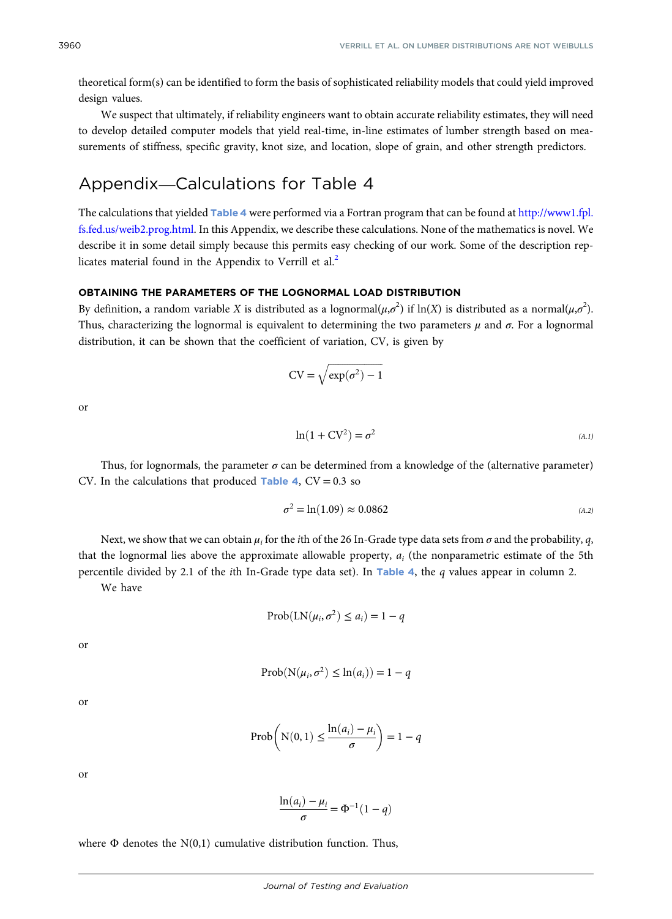theoretical form(s) can be identified to form the basis of sophisticated reliability models that could yield improved design values.

We suspect that ultimately, if reliability engineers want to obtain accurate reliability estimates, they will need to develop detailed computer models that yield real-time, in-line estimates of lumber strength based on measurements of stiffness, specific gravity, knot size, and location, slope of grain, and other strength predictors.

## Appendix—Calculations for Table 4

The calculations that yielded **Table 4** were performed via a Fortran program that can be found at http://www1.fpl.fs.fed.us/weib2.prog.html. In this Appendix, we describe these calculations. None of the mathematics is novel. We describe it in some detail simply because this permits easy checking of our work. Some of the description replicates material found in the Appendix to Verrill et al.[2]

### OBTAINING THE PARAMETERS OF THE LOGNORMAL LOAD DISTRIBUTION

By definition, a random variable $X$ is distributed as a lognormal($\mu$,$\sigma^2$) if $\ln(X)$ is distributed as a normal($\mu$,$\sigma^2$). Thus, characterizing the lognormal is equivalent to determining the two parameters $\mu$ and $\sigma$. For a lognormal distribution, it can be shown that the coefficient of variation, CV, is given by

$$\text{CV} = \sqrt{\exp(\sigma^2) - 1}$$

or

$$\ln(1 + \text{CV}^2) = \sigma^2 \tag{A.1}$$

Thus, for lognormals, the parameter $\sigma$ can be determined from a knowledge of the (alternative parameter) CV. In the calculations that produced **Table 4**, $\text{CV} = 0.3$ so

$$\sigma^2 = \ln(1.09) \approx 0.0862 \tag{A.2}$$

Next, we show that we can obtain $\mu_i$ for the $i$th of the 26 In-Grade type data sets from $\sigma$ and the probability, $q$, that the lognormal lies above the approximate allowable property, $a_i$ (the nonparametric estimate of the 5th percentile divided by 2.1 of the $i$th In-Grade type data set). In **Table 4**, the $q$ values appear in column 2.

We have

$$\text{Prob}(\text{LN}(\mu_i, \sigma^2) \le a_i) = 1 - q$$

or

$$\text{Prob}(\text{N}(\mu_i, \sigma^2) \le \ln(a_i)) = 1 - q$$

or

$$\text{Prob}\left(\text{N}(0,1) \le \frac{\ln(a_i) - \mu_i}{\sigma}\right) = 1 - q$$

or

$$\frac{\ln(a_i) - \mu_i}{\sigma} = \Phi^{-1}(1 - q)$$

where $\Phi$ denotes the N(0,1) cumulative distribution function. Thus,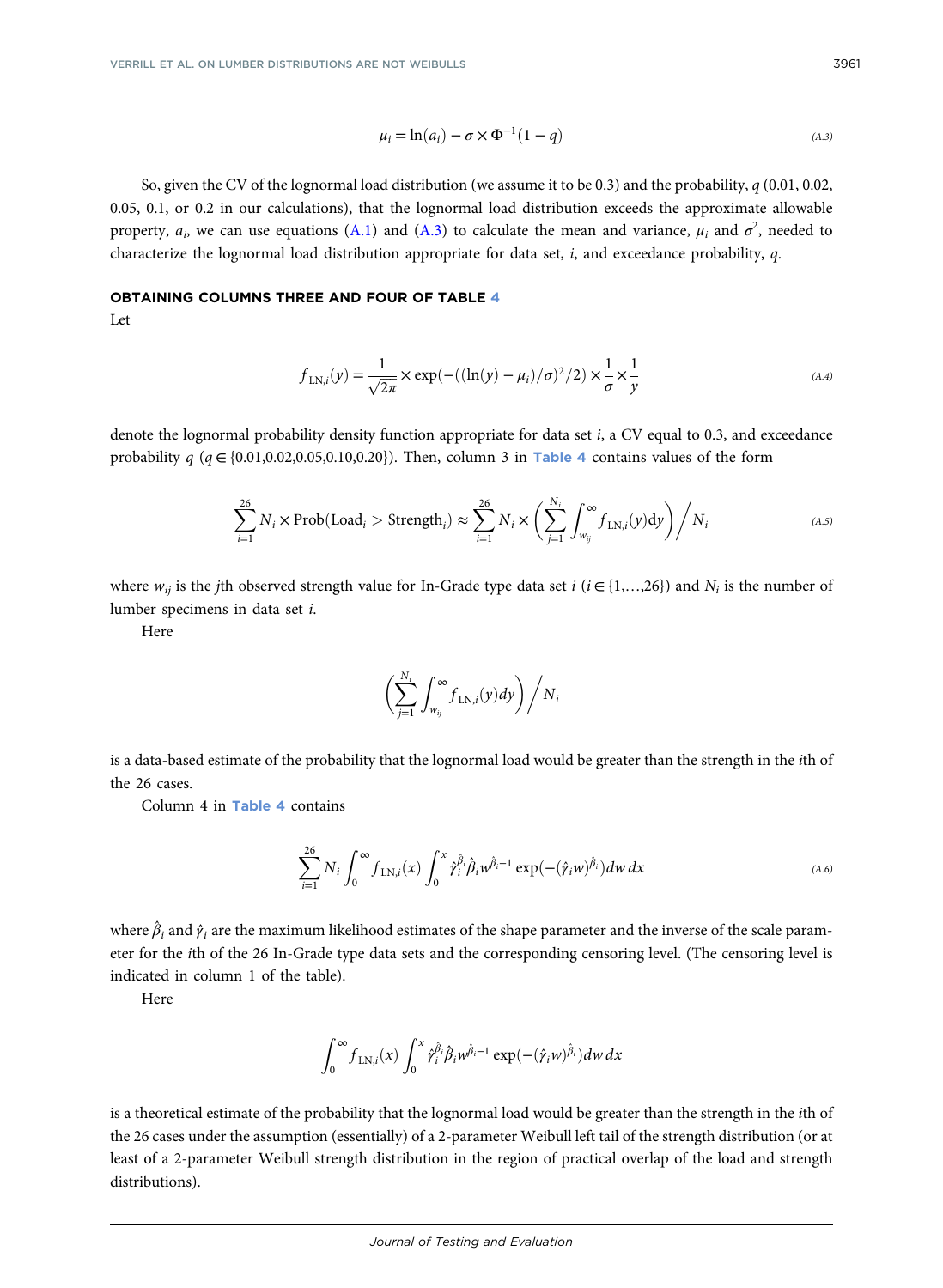$$\mu_i = \ln(a_i) - \sigma \times \Phi^{-1}(1 - q) \tag{A.3}$$

So, given the CV of the lognormal load distribution (we assume it to be 0.3) and the probability, $q$ (0.01, 0.02, 0.05, 0.1, or 0.2 in our calculations), that the lognormal load distribution exceeds the approximate allowable property, $a_i$, we can use equations (A.1) and (A.3) to calculate the mean and variance, $\mu_i$ and $\sigma^2$, needed to characterize the lognormal load distribution appropriate for data set, $i$, and exceedance probability, $q$.

## OBTAINING COLUMNS THREE AND FOUR OF TABLE 4

Let

$$f_{\mathrm{LN},i}(y) = \frac{1}{\sqrt{2\pi}} \times \exp(-((\ln(y) - \mu_i)/\sigma)^2/2) \times \frac{1}{\sigma} \times \frac{1}{y} \tag{A.4}$$

denote the lognormal probability density function appropriate for data set $i$, a CV equal to 0.3, and exceedance probability $q$ ($q \in \{0.01, 0.02, 0.05, 0.10, 0.20\}$). Then, column 3 in Table 4 contains values of the form

$$\sum_{i=1}^{26} N_i \times \mathrm{Prob}(\mathrm{Load}_i > \mathrm{Strength}_i) \approx \sum_{i=1}^{26} N_i \times \left( \sum_{j=1}^{N_i} \int_{w_{ij}}^{\infty} f_{\mathrm{LN},i}(y)\mathrm{d}y \right) \Big/ N_i \tag{A.5}$$

where $w_{ij}$ is the $j$th observed strength value for In-Grade type data set $i$ ($i \in \{1,\ldots,26\}$) and $N_i$ is the number of lumber specimens in data set $i$.

Here

$$\left( \sum_{j=1}^{N_i} \int_{w_{ij}}^{\infty} f_{\mathrm{LN},i}(y) dy \right) \Big/ N_i$$

is a data-based estimate of the probability that the lognormal load would be greater than the strength in the $i$th of the 26 cases.

Column 4 in Table 4 contains

$$\sum_{i=1}^{26} N_i \int_0^{\infty} f_{\mathrm{LN},i}(x) \int_0^{x} \hat{\gamma}_i^{\hat{\beta}_i} \hat{\beta}_i w^{\hat{\beta}_i - 1} \exp(-(\hat{\gamma}_i w)^{\hat{\beta}_i}) dw\, dx \tag{A.6}$$

where $\hat{\beta}_i$ and $\hat{\gamma}_i$ are the maximum likelihood estimates of the shape parameter and the inverse of the scale parameter for the $i$th of the 26 In-Grade type data sets and the corresponding censoring level. (The censoring level is indicated in column 1 of the table).

Here

$$\int_0^{\infty} f_{\mathrm{LN},i}(x) \int_0^{x} \hat{\gamma}_i^{\hat{\beta}_i} \hat{\beta}_i w^{\hat{\beta}_i - 1} \exp(-(\hat{\gamma}_i w)^{\hat{\beta}_i}) dw\, dx$$

is a theoretical estimate of the probability that the lognormal load would be greater than the strength in the $i$th of the 26 cases under the assumption (essentially) of a 2-parameter Weibull left tail of the strength distribution (or at least of a 2-parameter Weibull strength distribution in the region of practical overlap of the load and strength distributions).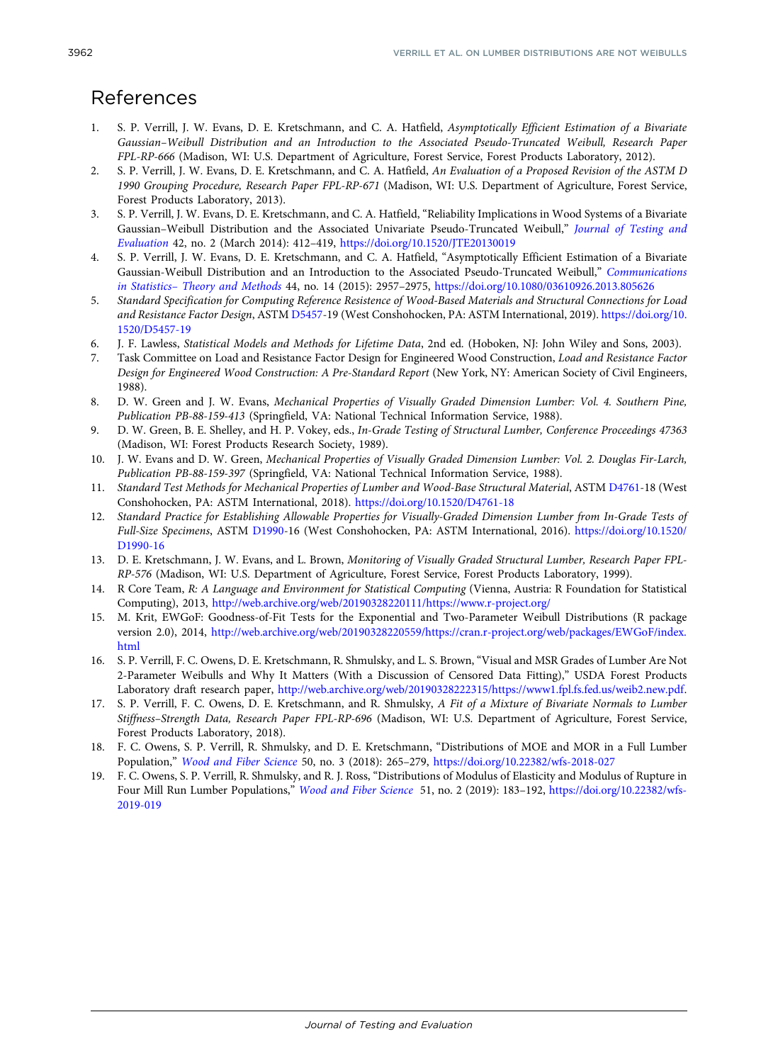## References

1. S. P. Verrill, J. W. Evans, D. E. Kretschmann, and C. A. Hatfield, *Asymptotically Efficient Estimation of a Bivariate Gaussian–Weibull Distribution and an Introduction to the Associated Pseudo-Truncated Weibull, Research Paper FPL-RP-666* (Madison, WI: U.S. Department of Agriculture, Forest Service, Forest Products Laboratory, 2012).
2. S. P. Verrill, J. W. Evans, D. E. Kretschmann, and C. A. Hatfield, *An Evaluation of a Proposed Revision of the ASTM D 1990 Grouping Procedure, Research Paper FPL-RP-671* (Madison, WI: U.S. Department of Agriculture, Forest Service, Forest Products Laboratory, 2013).
3. S. P. Verrill, J. W. Evans, D. E. Kretschmann, and C. A. Hatfield, "Reliability Implications in Wood Systems of a Bivariate Gaussian–Weibull Distribution and the Associated Univariate Pseudo-Truncated Weibull," *Journal of Testing and Evaluation* 42, no. 2 (March 2014): 412–419, https://doi.org/10.1520/JTE20130019
4. S. P. Verrill, J. W. Evans, D. E. Kretschmann, and C. A. Hatfield, "Asymptotically Efficient Estimation of a Bivariate Gaussian-Weibull Distribution and an Introduction to the Associated Pseudo-Truncated Weibull," *Communications in Statistics– Theory and Methods* 44, no. 14 (2015): 2957–2975, https://doi.org/10.1080/03610926.2013.805626
5. *Standard Specification for Computing Reference Resistence of Wood-Based Materials and Structural Connections for Load and Resistance Factor Design*, ASTM D5457-19 (West Conshohocken, PA: ASTM International, 2019). https://doi.org/10.1520/D5457-19
6. J. F. Lawless, *Statistical Models and Methods for Lifetime Data*, 2nd ed. (Hoboken, NJ: John Wiley and Sons, 2003).
7. Task Committee on Load and Resistance Factor Design for Engineered Wood Construction, *Load and Resistance Factor Design for Engineered Wood Construction: A Pre-Standard Report* (New York, NY: American Society of Civil Engineers, 1988).
8. D. W. Green and J. W. Evans, *Mechanical Properties of Visually Graded Dimension Lumber: Vol. 4. Southern Pine, Publication PB-88-159-413* (Springfield, VA: National Technical Information Service, 1988).
9. D. W. Green, B. E. Shelley, and H. P. Vokey, eds., *In-Grade Testing of Structural Lumber, Conference Proceedings 47363* (Madison, WI: Forest Products Research Society, 1989).
10. J. W. Evans and D. W. Green, *Mechanical Properties of Visually Graded Dimension Lumber: Vol. 2. Douglas Fir-Larch, Publication PB-88-159-397* (Springfield, VA: National Technical Information Service, 1988).
11. *Standard Test Methods for Mechanical Properties of Lumber and Wood-Base Structural Material*, ASTM D4761-18 (West Conshohocken, PA: ASTM International, 2018). https://doi.org/10.1520/D4761-18
12. *Standard Practice for Establishing Allowable Properties for Visually-Graded Dimension Lumber from In-Grade Tests of Full-Size Specimens*, ASTM D1990-16 (West Conshohocken, PA: ASTM International, 2016). https://doi.org/10.1520/D1990-16
13. D. E. Kretschmann, J. W. Evans, and L. Brown, *Monitoring of Visually Graded Structural Lumber, Research Paper FPL-RP-576* (Madison, WI: U.S. Department of Agriculture, Forest Service, Forest Products Laboratory, 1999).
14. R Core Team, *R: A Language and Environment for Statistical Computing* (Vienna, Austria: R Foundation for Statistical Computing), 2013, http://web.archive.org/web/20190328220111/https://www.r-project.org/
15. M. Krit, EWGoF: Goodness-of-Fit Tests for the Exponential and Two-Parameter Weibull Distributions (R package version 2.0), 2014, http://web.archive.org/web/20190328220559/https://cran.r-project.org/web/packages/EWGoF/index.html
16. S. P. Verrill, F. C. Owens, D. E. Kretschmann, R. Shmulsky, and L. S. Brown, "Visual and MSR Grades of Lumber Are Not 2-Parameter Weibulls and Why It Matters (With a Discussion of Censored Data Fitting)," USDA Forest Products Laboratory draft research paper, http://web.archive.org/web/20190328222315/https://www1.fpl.fs.fed.us/weib2.new.pdf.
17. S. P. Verrill, F. C. Owens, D. E. Kretschmann, and R. Shmulsky, *A Fit of a Mixture of Bivariate Normals to Lumber Stiffness–Strength Data, Research Paper FPL-RP-696* (Madison, WI: U.S. Department of Agriculture, Forest Service, Forest Products Laboratory, 2018).
18. F. C. Owens, S. P. Verrill, R. Shmulsky, and D. E. Kretschmann, "Distributions of MOE and MOR in a Full Lumber Population," *Wood and Fiber Science* 50, no. 3 (2018): 265–279, https://doi.org/10.22382/wfs-2018-027
19. F. C. Owens, S. P. Verrill, R. Shmulsky, and R. J. Ross, "Distributions of Modulus of Elasticity and Modulus of Rupture in Four Mill Run Lumber Populations," *Wood and Fiber Science* 51, no. 2 (2019): 183–192, https://doi.org/10.22382/wfs-2019-019